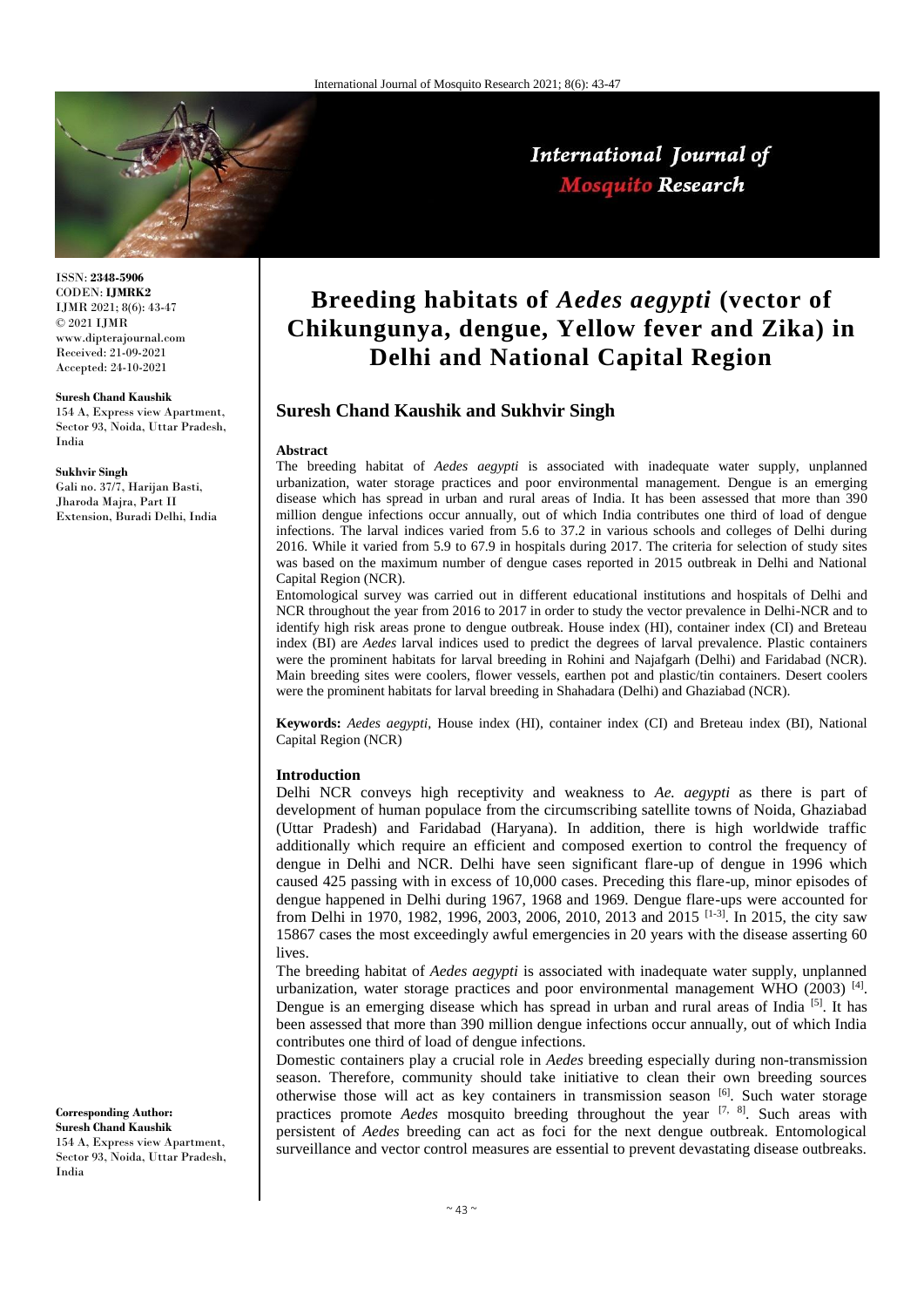# Breeding habitats of *Aedes aegypti* (vector of Chikungunya, dengue, Yellow fever and Zika) in Delhi and National Capital Region

## Suresh Chand Kaushik and Sukhvir Singh

ISSN: **2348-5906**
CODEN: **IJMRK2**
IJMR 2021; 8(6): 43-47
© 2021 IJMR
www.dipterajournal.com
Received: 21-09-2021
Accepted: 24-10-2021

**Suresh Chand Kaushik**
154 A, Express view Apartment, Sector 93, Noida, Uttar Pradesh, India

**Sukhvir Singh**
Gali no. 37/7, Harijan Basti, Jharoda Majra, Part II Extension, Buradi Delhi, India

**Corresponding Author:**
**Suresh Chand Kaushik**
154 A, Express view Apartment, Sector 93, Noida, Uttar Pradesh, India

### Abstract

The breeding habitat of *Aedes aegypti* is associated with inadequate water supply, unplanned urbanization, water storage practices and poor environmental management. Dengue is an emerging disease which has spread in urban and rural areas of India. It has been assessed that more than 390 million dengue infections occur annually, out of which India contributes one third of load of dengue infections. The larval indices varied from 5.6 to 37.2 in various schools and colleges of Delhi during 2016. While it varied from 5.9 to 67.9 in hospitals during 2017. The criteria for selection of study sites was based on the maximum number of dengue cases reported in 2015 outbreak in Delhi and National Capital Region (NCR).

Entomological survey was carried out in different educational institutions and hospitals of Delhi and NCR throughout the year from 2016 to 2017 in order to study the vector prevalence in Delhi-NCR and to identify high risk areas prone to dengue outbreak. House index (HI), container index (CI) and Breteau index (BI) are *Aedes* larval indices used to predict the degrees of larval prevalence. Plastic containers were the prominent habitats for larval breeding in Rohini and Najafgarh (Delhi) and Faridabad (NCR). Main breeding sites were coolers, flower vessels, earthen pot and plastic/tin containers. Desert coolers were the prominent habitats for larval breeding in Shahadara (Delhi) and Ghaziabad (NCR).

**Keywords:** *Aedes aegypti,* House index (HI), container index (CI) and Breteau index (BI), National Capital Region (NCR)

### Introduction

Delhi NCR conveys high receptivity and weakness to *Ae. aegypti* as there is part of development of human populace from the circumscribing satellite towns of Noida, Ghaziabad (Uttar Pradesh) and Faridabad (Haryana). In addition, there is high worldwide traffic additionally which require an efficient and composed exertion to control the frequency of dengue in Delhi and NCR. Delhi have seen significant flare-up of dengue in 1996 which caused 425 passing with in excess of 10,000 cases. Preceding this flare-up, minor episodes of dengue happened in Delhi during 1967, 1968 and 1969. Dengue flare-ups were accounted for from Delhi in 1970, 1982, 1996, 2003, 2006, 2010, 2013 and 2015 [1-3]. In 2015, the city saw 15867 cases the most exceedingly awful emergencies in 20 years with the disease asserting 60 lives.

The breeding habitat of *Aedes aegypti* is associated with inadequate water supply, unplanned urbanization, water storage practices and poor environmental management WHO (2003) [4]. Dengue is an emerging disease which has spread in urban and rural areas of India [5]. It has been assessed that more than 390 million dengue infections occur annually, out of which India contributes one third of load of dengue infections.

Domestic containers play a crucial role in *Aedes* breeding especially during non-transmission season. Therefore, community should take initiative to clean their own breeding sources otherwise those will act as key containers in transmission season [6]. Such water storage practices promote *Aedes* mosquito breeding throughout the year [7, 8]. Such areas with persistent of *Aedes* breeding can act as foci for the next dengue outbreak. Entomological surveillance and vector control measures are essential to prevent devastating disease outbreaks.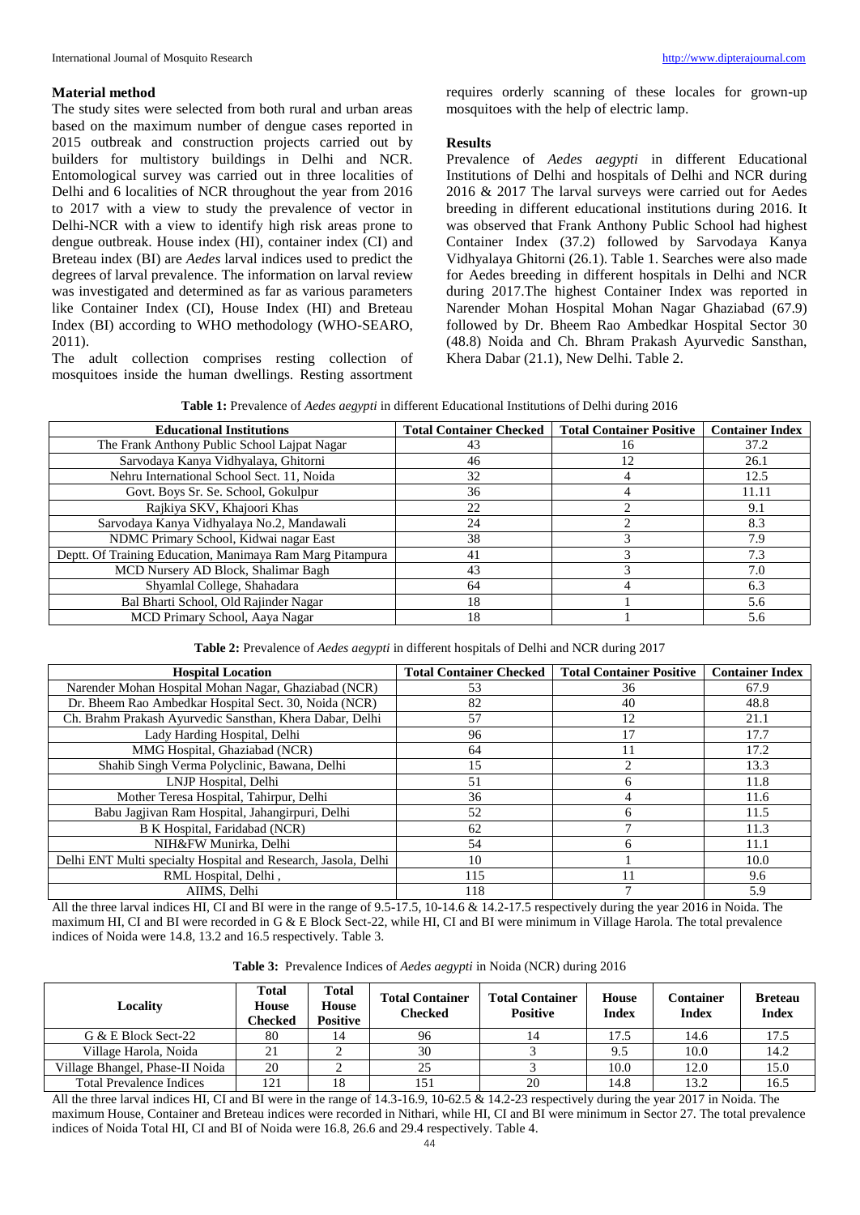## Material method

The study sites were selected from both rural and urban areas based on the maximum number of dengue cases reported in 2015 outbreak and construction projects carried out by builders for multistory buildings in Delhi and NCR. Entomological survey was carried out in three localities of Delhi and 6 localities of NCR throughout the year from 2016 to 2017 with a view to study the prevalence of vector in Delhi-NCR with a view to identify high risk areas prone to dengue outbreak. House index (HI), container index (CI) and Breteau index (BI) are *Aedes* larval indices used to predict the degrees of larval prevalence. The information on larval review was investigated and determined as far as various parameters like Container Index (CI), House Index (HI) and Breteau Index (BI) according to WHO methodology (WHO-SEARO, 2011).

The adult collection comprises resting collection of mosquitoes inside the human dwellings. Resting assortment requires orderly scanning of these locales for grown-up mosquitoes with the help of electric lamp.

## Results

Prevalence of *Aedes aegypti* in different Educational Institutions of Delhi and hospitals of Delhi and NCR during 2016 & 2017 The larval surveys were carried out for Aedes breeding in different educational institutions during 2016. It was observed that Frank Anthony Public School had highest Container Index (37.2) followed by Sarvodaya Kanya Vidhyalaya Ghitorni (26.1). Table 1. Searches were also made for Aedes breeding in different hospitals in Delhi and NCR during 2017.The highest Container Index was reported in Narender Mohan Hospital Mohan Nagar Ghaziabad (67.9) followed by Dr. Bheem Rao Ambedkar Hospital Sector 30 (48.8) Noida and Ch. Bhram Prakash Ayurvedic Sansthan, Khera Dabar (21.1), New Delhi. Table 2.

**Table 1:** Prevalence of *Aedes aegypti* in different Educational Institutions of Delhi during 2016

| Educational Institutions | Total Container Checked | Total Container Positive | Container Index |
|---|---|---|---|
| The Frank Anthony Public School Lajpat Nagar | 43 | 16 | 37.2 |
| Sarvodaya Kanya Vidhyalaya, Ghitorni | 46 | 12 | 26.1 |
| Nehru International School Sect. 11, Noida | 32 | 4 | 12.5 |
| Govt. Boys Sr. Se. School, Gokulpur | 36 | 4 | 11.11 |
| Rajkiya SKV, Khajoori Khas | 22 | 2 | 9.1 |
| Sarvodaya Kanya Vidhyalaya No.2, Mandawali | 24 | 2 | 8.3 |
| NDMC Primary School, Kidwai nagar East | 38 | 3 | 7.9 |
| Deptt. Of Training Education, Manimaya Ram Marg Pitampura | 41 | 3 | 7.3 |
| MCD Nursery AD Block, Shalimar Bagh | 43 | 3 | 7.0 |
| Shyamlal College, Shahadara | 64 | 4 | 6.3 |
| Bal Bharti School, Old Rajinder Nagar | 18 | 1 | 5.6 |
| MCD Primary School, Aaya Nagar | 18 | 1 | 5.6 |

**Table 2:** Prevalence of *Aedes aegypti* in different hospitals of Delhi and NCR during 2017

| Hospital Location | Total Container Checked | Total Container Positive | Container Index |
|---|---|---|---|
| Narender Mohan Hospital Mohan Nagar, Ghaziabad (NCR) | 53 | 36 | 67.9 |
| Dr. Bheem Rao Ambedkar Hospital Sect. 30, Noida (NCR) | 82 | 40 | 48.8 |
| Ch. Brahm Prakash Ayurvedic Sansthan, Khera Dabar, Delhi | 57 | 12 | 21.1 |
| Lady Harding Hospital, Delhi | 96 | 17 | 17.7 |
| MMG Hospital, Ghaziabad (NCR) | 64 | 11 | 17.2 |
| Shahib Singh Verma Polyclinic, Bawana, Delhi | 15 | 2 | 13.3 |
| LNJP Hospital, Delhi | 51 | 6 | 11.8 |
| Mother Teresa Hospital, Tahirpur, Delhi | 36 | 4 | 11.6 |
| Babu Jagjivan Ram Hospital, Jahangirpuri, Delhi | 52 | 6 | 11.5 |
| B K Hospital, Faridabad (NCR) | 62 | 7 | 11.3 |
| NIH&FW Munirka, Delhi | 54 | 6 | 11.1 |
| Delhi ENT Multi specialty Hospital and Research, Jasola, Delhi | 10 | 1 | 10.0 |
| RML Hospital, Delhi , | 115 | 11 | 9.6 |
| AIIMS, Delhi | 118 | 7 | 5.9 |

All the three larval indices HI, CI and BI were in the range of 9.5-17.5, 10-14.6 & 14.2-17.5 respectively during the year 2016 in Noida. The maximum HI, CI and BI were recorded in G & E Block Sect-22, while HI, CI and BI were minimum in Village Harola. The total prevalence indices of Noida were 14.8, 13.2 and 16.5 respectively. Table 3.

**Table 3:** Prevalence Indices of *Aedes aegypti* in Noida (NCR) during 2016

| Locality | Total House Checked | Total House Positive | Total Container Checked | Total Container Positive | House Index | Container Index | Breteau Index |
|---|---|---|---|---|---|---|---|
| G & E Block Sect-22 | 80 | 14 | 96 | 14 | 17.5 | 14.6 | 17.5 |
| Village Harola, Noida | 21 | 2 | 30 | 3 | 9.5 | 10.0 | 14.2 |
| Village Bhangel, Phase-II Noida | 20 | 2 | 25 | 3 | 10.0 | 12.0 | 15.0 |
| Total Prevalence Indices | 121 | 18 | 151 | 20 | 14.8 | 13.2 | 16.5 |

All the three larval indices HI, CI and BI were in the range of 14.3-16.9, 10-62.5 & 14.2-23 respectively during the year 2017 in Noida. The maximum House, Container and Breteau indices were recorded in Nithari, while HI, CI and BI were minimum in Sector 27. The total prevalence indices of Noida Total HI, CI and BI of Noida were 16.8, 26.6 and 29.4 respectively. Table 4.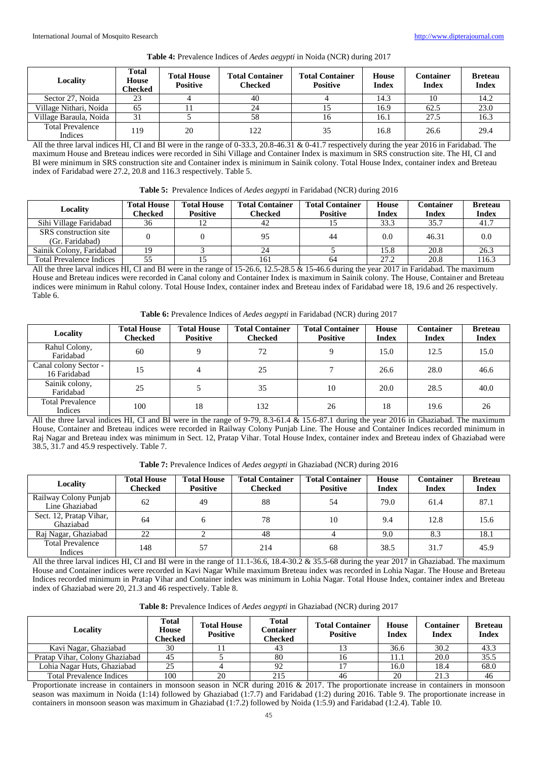**Table 4:** Prevalence Indices of *Aedes aegypti* in Noida (NCR) during 2017

| Locality | Total House Checked | Total House Positive | Total Container Checked | Total Container Positive | House Index | Container Index | Breteau Index |
|---|---|---|---|---|---|---|---|
| Sector 27, Noida | 23 | 4 | 40 | 4 | 14.3 | 10 | 14.2 |
| Village Nithari, Noida | 65 | 11 | 24 | 15 | 16.9 | 62.5 | 23.0 |
| Village Baraula, Noida | 31 | 5 | 58 | 16 | 16.1 | 27.5 | 16.3 |
| Total Prevalence Indices | 119 | 20 | 122 | 35 | 16.8 | 26.6 | 29.4 |

All the three larval indices HI, CI and BI were in the range of 0-33.3, 20.8-46.31 & 0-41.7 respectively during the year 2016 in Faridabad. The maximum House and Breteau indices were recorded in Sihi Village and Container Index is maximum in SRS construction site. The HI, CI and BI were minimum in SRS construction site and Container index is minimum in Sainik colony. Total House Index, container index and Breteau index of Faridabad were 27.2, 20.8 and 116.3 respectively. Table 5.

**Table 5:** Prevalence Indices of *Aedes aegypti* in Faridabad (NCR) during 2016

| Locality | Total House Checked | Total House Positive | Total Container Checked | Total Container Positive | House Index | Container Index | Breteau Index |
|---|---|---|---|---|---|---|---|
| Sihi Village Faridabad | 36 | 12 | 42 | 15 | 33.3 | 35.7 | 41.7 |
| SRS construction site (Gr. Faridabad) | 0 | 0 | 95 | 44 | 0.0 | 46.31 | 0.0 |
| Sainik Colony, Faridabad | 19 | 3 | 24 | 5 | 15.8 | 20.8 | 26.3 |
| Total Prevalence Indices | 55 | 15 | 161 | 64 | 27.2 | 20.8 | 116.3 |

All the three larval indices HI, CI and BI were in the range of 15-26.6, 12.5-28.5 & 15-46.6 during the year 2017 in Faridabad. The maximum House and Breteau indices were recorded in Canal colony and Container Index is maximum in Sainik colony. The House, Container and Breteau indices were minimum in Rahul colony. Total House Index, container index and Breteau index of Faridabad were 18, 19.6 and 26 respectively. Table 6.

**Table 6:** Prevalence Indices of *Aedes aegypti* in Faridabad (NCR) during 2017

| Locality | Total House Checked | Total House Positive | Total Container Checked | Total Container Positive | House Index | Container Index | Breteau Index |
|---|---|---|---|---|---|---|---|
| Rahul Colony, Faridabad | 60 | 9 | 72 | 9 | 15.0 | 12.5 | 15.0 |
| Canal colony Sector - 16 Faridabad | 15 | 4 | 25 | 7 | 26.6 | 28.0 | 46.6 |
| Sainik colony, Faridabad | 25 | 5 | 35 | 10 | 20.0 | 28.5 | 40.0 |
| Total Prevalence Indices | 100 | 18 | 132 | 26 | 18 | 19.6 | 26 |

All the three larval indices HI, CI and BI were in the range of 9-79, 8.3-61.4 & 15.6-87.1 during the year 2016 in Ghaziabad. The maximum House, Container and Breteau indices were recorded in Railway Colony Punjab Line. The House and Container Indices recorded minimum in Raj Nagar and Breteau index was minimum in Sect. 12, Pratap Vihar. Total House Index, container index and Breteau index of Ghaziabad were 38.5, 31.7 and 45.9 respectively. Table 7.

**Table 7:** Prevalence Indices of *Aedes aegypti* in Ghaziabad (NCR) during 2016

| Locality | Total House Checked | Total House Positive | Total Container Checked | Total Container Positive | House Index | Container Index | Breteau Index |
|---|---|---|---|---|---|---|---|
| Railway Colony Punjab Line Ghaziabad | 62 | 49 | 88 | 54 | 79.0 | 61.4 | 87.1 |
| Sect. 12, Pratap Vihar, Ghaziabad | 64 | 6 | 78 | 10 | 9.4 | 12.8 | 15.6 |
| Raj Nagar, Ghaziabad | 22 | 2 | 48 | 4 | 9.0 | 8.3 | 18.1 |
| Total Prevalence Indices | 148 | 57 | 214 | 68 | 38.5 | 31.7 | 45.9 |

All the three larval indices HI, CI and BI were in the range of 11.1-36.6, 18.4-30.2 & 35.5-68 during the year 2017 in Ghaziabad. The maximum House and Container indices were recorded in Kavi Nagar While maximum Breteau index was recorded in Lohia Nagar. The House and Breteau Indices recorded minimum in Pratap Vihar and Container index was minimum in Lohia Nagar. Total House Index, container index and Breteau index of Ghaziabad were 20, 21.3 and 46 respectively. Table 8.

**Table 8:** Prevalence Indices of *Aedes aegypti* in Ghaziabad (NCR) during 2017

| Locality | Total House Checked | Total House Positive | Total Container Checked | Total Container Positive | House Index | Container Index | Breteau Index |
|---|---|---|---|---|---|---|---|
| Kavi Nagar, Ghaziabad | 30 | 11 | 43 | 13 | 36.6 | 30.2 | 43.3 |
| Pratap Vihar, Colony Ghaziabad | 45 | 5 | 80 | 16 | 11.1 | 20.0 | 35.5 |
| Lohia Nagar Huts, Ghaziabad | 25 | 4 | 92 | 17 | 16.0 | 18.4 | 68.0 |
| Total Prevalence Indices | 100 | 20 | 215 | 46 | 20 | 21.3 | 46 |

Proportionate increase in containers in monsoon season in NCR during 2016 & 2017. The proportionate increase in containers in monsoon season was maximum in Noida (1:14) followed by Ghaziabad (1:7.7) and Faridabad (1:2) during 2016. Table 9. The proportionate increase in containers in monsoon season was maximum in Ghaziabad (1:7.2) followed by Noida (1:5.9) and Faridabad (1:2.4). Table 10.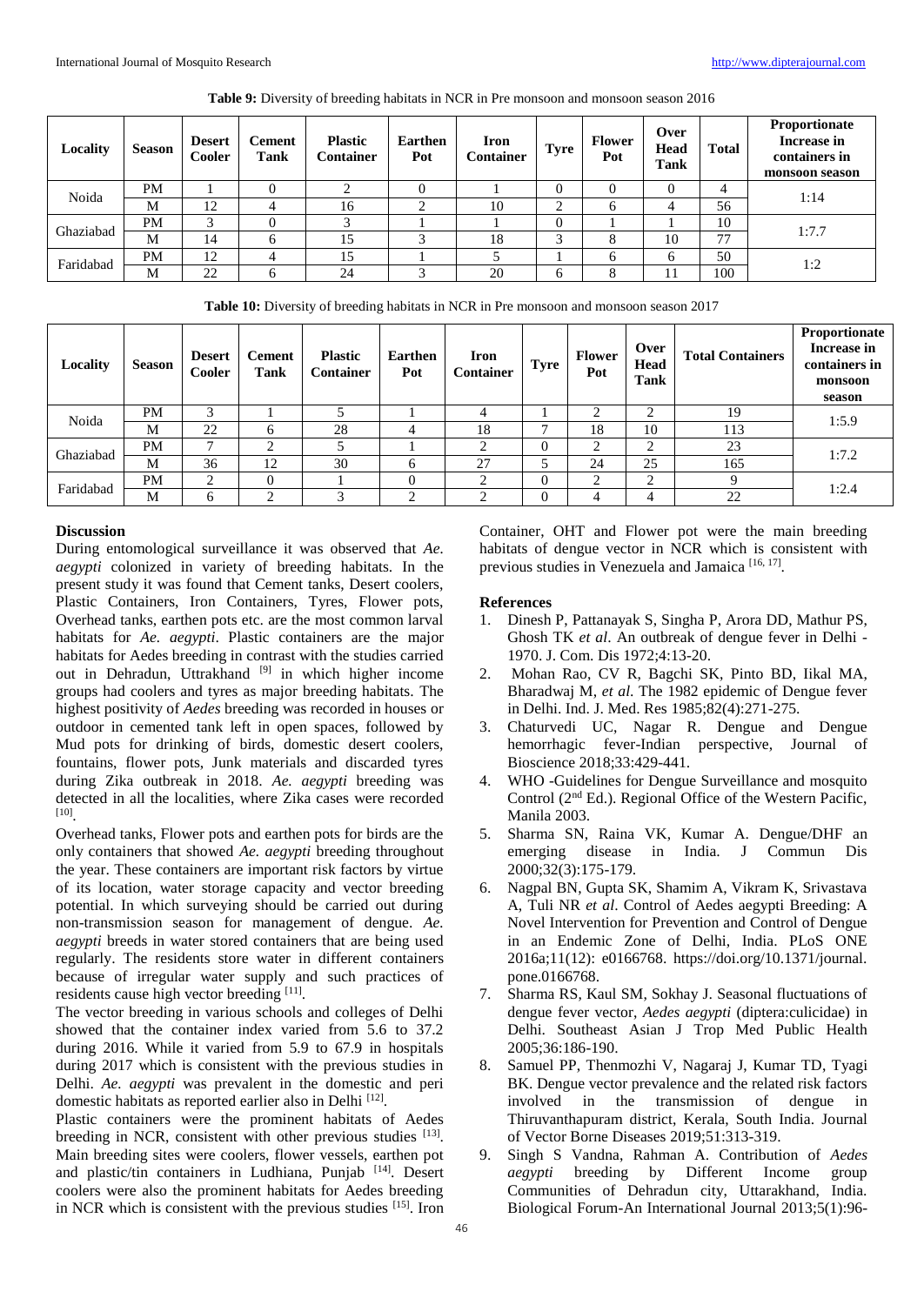**Table 9:** Diversity of breeding habitats in NCR in Pre monsoon and monsoon season 2016

| Locality | Season | Desert Cooler | Cement Tank | Plastic Container | Earthen Pot | Iron Container | Tyre | Flower Pot | Over Head Tank | Total | Proportionate Increase in containers in monsoon season |
|---|---|---|---|---|---|---|---|---|---|---|---|
| Noida | PM | 1 | 0 | 2 | 0 | 1 | 0 | 0 | 0 | 4 | 1:14 |
| | M | 12 | 4 | 16 | 2 | 10 | 2 | 6 | 4 | 56 | |
| Ghaziabad | PM | 3 | 0 | 3 | 1 | 1 | 0 | 1 | 1 | 10 | 1:7.7 |
| | M | 14 | 6 | 15 | 3 | 18 | 3 | 8 | 10 | 77 | |
| Faridabad | PM | 12 | 4 | 15 | 1 | 5 | 1 | 6 | 6 | 50 | 1:2 |
| | M | 22 | 6 | 24 | 3 | 20 | 6 | 8 | 11 | 100 | |

**Table 10:** Diversity of breeding habitats in NCR in Pre monsoon and monsoon season 2017

| Locality | Season | Desert Cooler | Cement Tank | Plastic Container | Earthen Pot | Iron Container | Tyre | Flower Pot | Over Head Tank | Total Containers | Proportionate Increase in containers in monsoon season |
|---|---|---|---|---|---|---|---|---|---|---|---|
| Noida | PM | 3 | 1 | 5 | 1 | 4 | 1 | 2 | 2 | 19 | 1:5.9 |
| | M | 22 | 6 | 28 | 4 | 18 | 7 | 18 | 10 | 113 | |
| Ghaziabad | PM | 7 | 2 | 5 | 1 | 2 | 0 | 2 | 2 | 23 | 1:7.2 |
| | M | 36 | 12 | 30 | 6 | 27 | 5 | 24 | 25 | 165 | |
| Faridabad | PM | 2 | 0 | 1 | 0 | 2 | 0 | 2 | 2 | 9 | 1:2.4 |
| | M | 6 | 2 | 3 | 2 | 2 | 0 | 4 | 4 | 22 | |

## Discussion

During entomological surveillance it was observed that *Ae. aegypti* colonized in variety of breeding habitats. In the present study it was found that Cement tanks, Desert coolers, Plastic Containers, Iron Containers, Tyres, Flower pots, Overhead tanks, earthen pots etc. are the most common larval habitats for *Ae. aegypti*. Plastic containers are the major habitats for Aedes breeding in contrast with the studies carried out in Dehradun, Uttrakhand [9] in which higher income groups had coolers and tyres as major breeding habitats. The highest positivity of *Aedes* breeding was recorded in houses or outdoor in cemented tank left in open spaces, followed by Mud pots for drinking of birds, domestic desert coolers, fountains, flower pots, Junk materials and discarded tyres during Zika outbreak in 2018. *Ae. aegypti* breeding was detected in all the localities, where Zika cases were recorded [10].

Overhead tanks, Flower pots and earthen pots for birds are the only containers that showed *Ae. aegypti* breeding throughout the year. These containers are important risk factors by virtue of its location, water storage capacity and vector breeding potential. In which surveying should be carried out during non-transmission season for management of dengue. *Ae. aegypti* breeds in water stored containers that are being used regularly. The residents store water in different containers because of irregular water supply and such practices of residents cause high vector breeding [11].

The vector breeding in various schools and colleges of Delhi showed that the container index varied from 5.6 to 37.2 during 2016. While it varied from 5.9 to 67.9 in hospitals during 2017 which is consistent with the previous studies in Delhi. *Ae. aegypti* was prevalent in the domestic and peri domestic habitats as reported earlier also in Delhi [12].

Plastic containers were the prominent habitats of Aedes breeding in NCR, consistent with other previous studies [13]. Main breeding sites were coolers, flower vessels, earthen pot and plastic/tin containers in Ludhiana, Punjab [14]. Desert coolers were also the prominent habitats for Aedes breeding in NCR which is consistent with the previous studies [15]. Iron Container, OHT and Flower pot were the main breeding habitats of dengue vector in NCR which is consistent with previous studies in Venezuela and Jamaica [16, 17].

## References

1. Dinesh P, Pattanayak S, Singha P, Arora DD, Mathur PS, Ghosh TK *et al*. An outbreak of dengue fever in Delhi - 1970. J. Com. Dis 1972;4:13-20.
2. Mohan Rao, CV R, Bagchi SK, Pinto BD, Iikal MA, Bharadwaj M, *et al*. The 1982 epidemic of Dengue fever in Delhi. Ind. J. Med. Res 1985;82(4):271-275.
3. Chaturvedi UC, Nagar R. Dengue and Dengue hemorrhagic fever-Indian perspective, Journal of Bioscience 2018;33:429-441.
4. WHO -Guidelines for Dengue Surveillance and mosquito Control (2nd Ed.). Regional Office of the Western Pacific, Manila 2003.
5. Sharma SN, Raina VK, Kumar A. Dengue/DHF an emerging disease in India. J Commun Dis 2000;32(3):175-179.
6. Nagpal BN, Gupta SK, Shamim A, Vikram K, Srivastava A, Tuli NR *et al*. Control of Aedes aegypti Breeding: A Novel Intervention for Prevention and Control of Dengue in an Endemic Zone of Delhi, India. PLoS ONE 2016a;11(12): e0166768. https://doi.org/10.1371/journal.pone.0166768.
7. Sharma RS, Kaul SM, Sokhay J. Seasonal fluctuations of dengue fever vector, *Aedes aegypti* (diptera:culicidae) in Delhi. Southeast Asian J Trop Med Public Health 2005;36:186-190.
8. Samuel PP, Thenmozhi V, Nagaraj J, Kumar TD, Tyagi BK. Dengue vector prevalence and the related risk factors involved in the transmission of dengue in Thiruvanthapuram district, Kerala, South India. Journal of Vector Borne Diseases 2019;51:313-319.
9. Singh S Vandna, Rahman A. Contribution of *Aedes aegypti* breeding by Different Income group Communities of Dehradun city, Uttarakhand, India. Biological Forum-An International Journal 2013;5(1):96-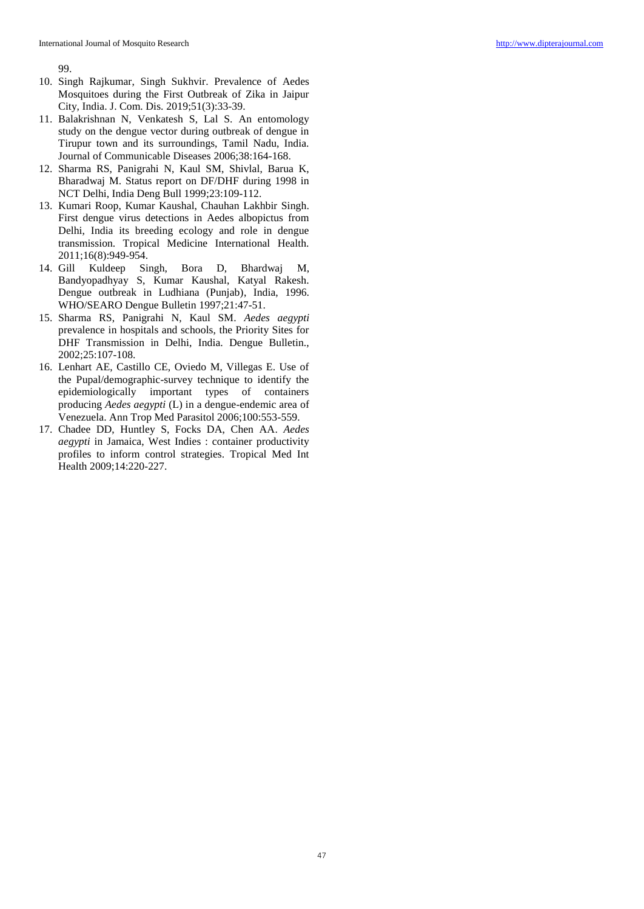99.

10. Singh Rajkumar, Singh Sukhvir. Prevalence of Aedes Mosquitoes during the First Outbreak of Zika in Jaipur City, India. J. Com. Dis. 2019;51(3):33-39.
11. Balakrishnan N, Venkatesh S, Lal S. An entomology study on the dengue vector during outbreak of dengue in Tirupur town and its surroundings, Tamil Nadu, India. Journal of Communicable Diseases 2006;38:164-168.
12. Sharma RS, Panigrahi N, Kaul SM, Shivlal, Barua K, Bharadwaj M. Status report on DF/DHF during 1998 in NCT Delhi, India Deng Bull 1999;23:109-112.
13. Kumari Roop, Kumar Kaushal, Chauhan Lakhbir Singh. First dengue virus detections in Aedes albopictus from Delhi, India its breeding ecology and role in dengue transmission. Tropical Medicine International Health. 2011;16(8):949-954.
14. Gill Kuldeep Singh, Bora D, Bhardwaj M, Bandyopadhyay S, Kumar Kaushal, Katyal Rakesh. Dengue outbreak in Ludhiana (Punjab), India, 1996. WHO/SEARO Dengue Bulletin 1997;21:47-51.
15. Sharma RS, Panigrahi N, Kaul SM. *Aedes aegypti* prevalence in hospitals and schools, the Priority Sites for DHF Transmission in Delhi, India. Dengue Bulletin., 2002;25:107-108.
16. Lenhart AE, Castillo CE, Oviedo M, Villegas E. Use of the Pupal/demographic-survey technique to identify the epidemiologically important types of containers producing *Aedes aegypti* (L) in a dengue-endemic area of Venezuela. Ann Trop Med Parasitol 2006;100:553-559.
17. Chadee DD, Huntley S, Focks DA, Chen AA. *Aedes aegypti* in Jamaica, West Indies : container productivity profiles to inform control strategies. Tropical Med Int Health 2009;14:220-227.